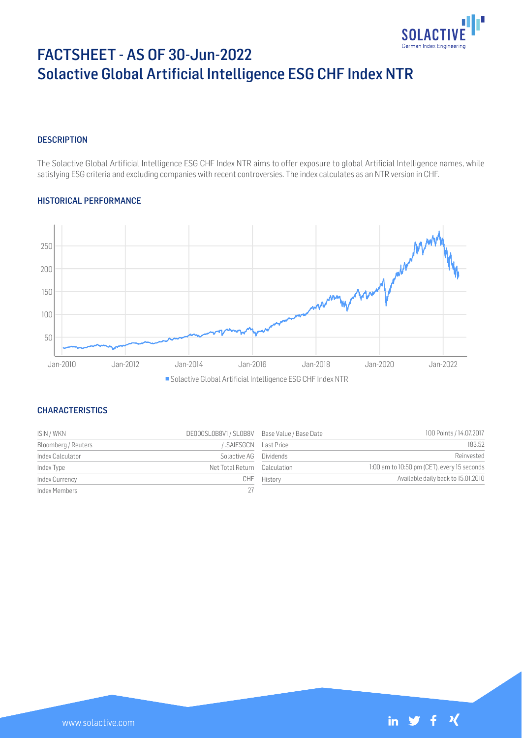# FACTSHEET - AS OF 30-Jun-2022
# Solactive Global Artificial Intelligence ESG CHF Index NTR

## DESCRIPTION

The Solactive Global Artificial Intelligence ESG CHF Index NTR aims to offer exposure to global Artificial Intelligence names, while satisfying ESG criteria and excluding companies with recent controversies. The index calculates as an NTR version in CHF.

## HISTORICAL PERFORMANCE

Solactive Global Artificial Intelligence ESG CHF Index NTR

## CHARACTERISTICS

| | | | |
|---|---|---|---|
| ISIN / WKN | DE000SL0B8V1 / SL0B8V | Base Value / Base Date | 100 Points / 14.07.2017 |
| Bloomberg / Reuters | / .SAIESGCN | Last Price | 183.52 |
| Index Calculator | Solactive AG | Dividends | Reinvested |
| Index Type | Net Total Return | Calculation | 1:00 am to 10:50 pm (CET), every 15 seconds |
| Index Currency | CHF | History | Available daily back to 15.01.2010 |
| Index Members | 27 | | |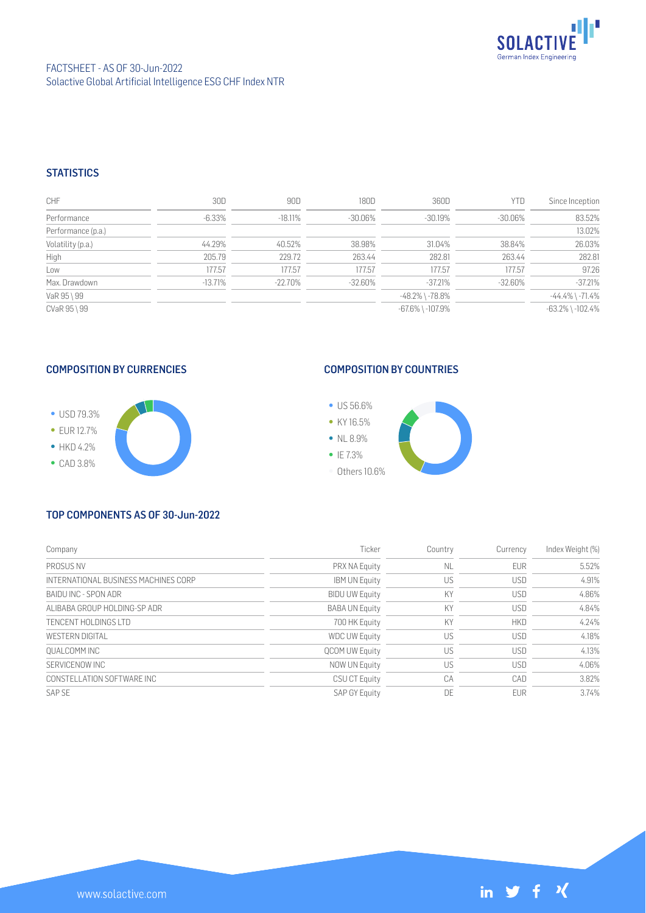FACTSHEET - AS OF 30-Jun-2022
Solactive Global Artificial Intelligence ESG CHF Index NTR

## STATISTICS

| CHF | 30D | 90D | 180D | 360D | YTD | Since Inception |
|---|---|---|---|---|---|---|
| Performance | -6.33% | -18.11% | -30.06% | -30.19% | -30.06% | 83.52% |
| Performance (p.a.) | | | | | | 13.02% |
| Volatility (p.a.) | 44.29% | 40.52% | 38.98% | 31.04% | 38.84% | 26.03% |
| High | 205.79 | 229.72 | 263.44 | 282.81 | 263.44 | 282.81 |
| Low | 177.57 | 177.57 | 177.57 | 177.57 | 177.57 | 97.26 |
| Max. Drawdown | -13.71% | -22.70% | -32.60% | -37.21% | -32.60% | -37.21% |
| VaR 95 \ 99 | | | | -48.2% \ -78.8% | | -44.4% \ -71.4% |
| CVaR 95 \ 99 | | | | -67.6% \ -107.9% | | -63.2% \ -102.4% |

## COMPOSITION BY CURRENCIES

- USD 79.3%
- EUR 12.7%
- HKD 4.2%
- CAD 3.8%

## COMPOSITION BY COUNTRIES

- US 56.6%
- KY 16.5%
- NL 8.9%
- IE 7.3%
- Others 10.6%

## TOP COMPONENTS AS OF 30-Jun-2022

| Company | Ticker | Country | Currency | Index Weight (%) |
|---|---|---|---|---|
| PROSUS NV | PRX NA Equity | NL | EUR | 5.52% |
| INTERNATIONAL BUSINESS MACHINES CORP | IBM UN Equity | US | USD | 4.91% |
| BAIDU INC - SPON ADR | BIDU UW Equity | KY | USD | 4.86% |
| ALIBABA GROUP HOLDING-SP ADR | BABA UN Equity | KY | USD | 4.84% |
| TENCENT HOLDINGS LTD | 700 HK Equity | KY | HKD | 4.24% |
| WESTERN DIGITAL | WDC UW Equity | US | USD | 4.18% |
| QUALCOMM INC | QCOM UW Equity | US | USD | 4.13% |
| SERVICENOW INC | NOW UN Equity | US | USD | 4.06% |
| CONSTELLATION SOFTWARE INC | CSU CT Equity | CA | CAD | 3.82% |
| SAP SE | SAP GY Equity | DE | EUR | 3.74% |

www.solactive.com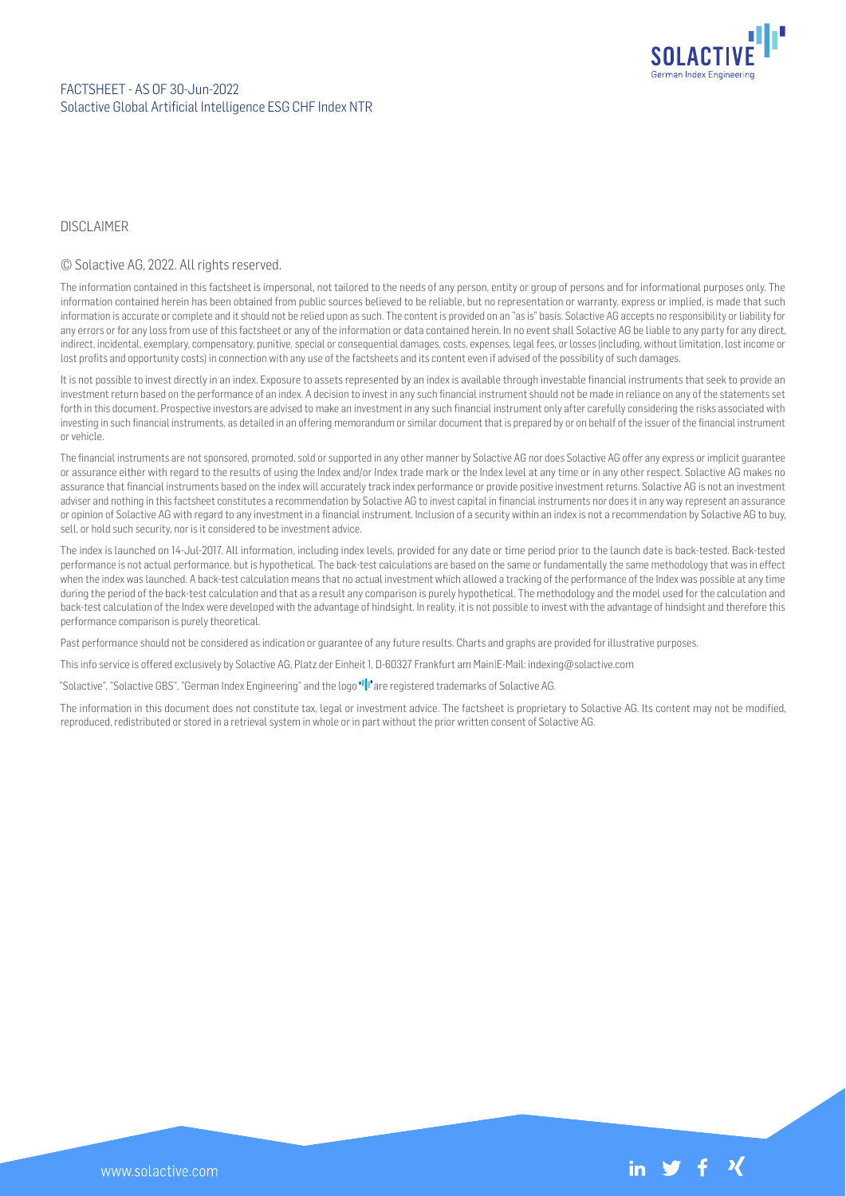## DISCLAIMER

© Solactive AG, 2022. All rights reserved.

The information contained in this factsheet is impersonal, not tailored to the needs of any person, entity or group of persons and for informational purposes only. The information contained herein has been obtained from public sources believed to be reliable, but no representation or warranty, express or implied, is made that such information is accurate or complete and it should not be relied upon as such. The content is provided on an "as is" basis. Solactive AG accepts no responsibility or liability for any errors or for any loss from use of this factsheet or any of the information or data contained herein. In no event shall Solactive AG be liable to any party for any direct, indirect, incidental, exemplary, compensatory, punitive, special or consequential damages, costs, expenses, legal fees, or losses (including, without limitation, lost income or lost profits and opportunity costs) in connection with any use of the factsheets and its content even if advised of the possibility of such damages.

It is not possible to invest directly in an index. Exposure to assets represented by an index is available through investable financial instruments that seek to provide an investment return based on the performance of an index. A decision to invest in any such financial instrument should not be made in reliance on any of the statements set forth in this document. Prospective investors are advised to make an investment in any such financial instrument only after carefully considering the risks associated with investing in such financial instruments, as detailed in an offering memorandum or similar document that is prepared by or on behalf of the issuer of the financial instrument or vehicle.

The financial instruments are not sponsored, promoted, sold or supported in any other manner by Solactive AG nor does Solactive AG offer any express or implicit guarantee or assurance either with regard to the results of using the Index and/or Index trade mark or the Index level at any time or in any other respect. Solactive AG makes no assurance that financial instruments based on the index will accurately track index performance or provide positive investment returns. Solactive AG is not an investment adviser and nothing in this factsheet constitutes a recommendation by Solactive AG to invest capital in financial instruments nor does it in any way represent an assurance or opinion of Solactive AG with regard to any investment in a financial instrument. Inclusion of a security within an index is not a recommendation by Solactive AG to buy, sell, or hold such security, nor is it considered to be investment advice.

The index is launched on 14-Jul-2017. All information, including index levels, provided for any date or time period prior to the launch date is back-tested. Back-tested performance is not actual performance, but is hypothetical. The back-test calculations are based on the same or fundamentally the same methodology that was in effect when the index was launched. A back-test calculation means that no actual investment which allowed a tracking of the performance of the Index was possible at any time during the period of the back-test calculation and that as a result any comparison is purely hypothetical. The methodology and the model used for the calculation and back-test calculation of the Index were developed with the advantage of hindsight. In reality, it is not possible to invest with the advantage of hindsight and therefore this performance comparison is purely theoretical.

Past performance should not be considered as indication or guarantee of any future results. Charts and graphs are provided for illustrative purposes.

This info service is offered exclusively by Solactive AG, Platz der Einheit 1, D-60327 Frankfurt am Main|E-Mail: indexing@solactive.com

"Solactive", "Solactive GBS", "German Index Engineering" and the logo are registered trademarks of Solactive AG.

The information in this document does not constitute tax, legal or investment advice. The factsheet is proprietary to Solactive AG. Its content may not be modified, reproduced, redistributed or stored in a retrieval system in whole or in part without the prior written consent of Solactive AG.